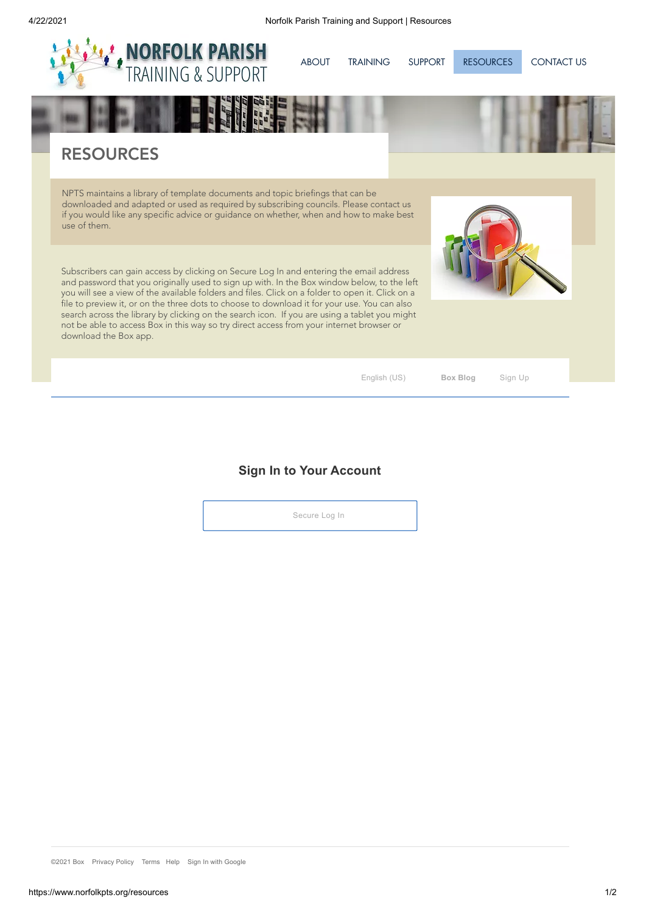NORFOLK PARISH TRAINING & SUPPORT

ABOUT TRAINING SUPPORT RESOURCES CONTACT US

# RESOURCES

NPTS maintains a library of template documents and topic briefings that can be downloaded and adapted or used as required by subscribing councils. Please contact us if you would like any specific advice or guidance on whether, when and how to make best use of them.

Subscribers can gain access by clicking on Secure Log In and entering the email address and password that you originally used to sign up with. In the Box window below, to the left you will see a view of the available folders and files. Click on a folder to open it. Click on a file to preview it, or on the three dots to choose to download it for your use. You can also search across the library by clicking on the search icon. If you are using a tablet you might not be able to access Box in this way so try direct access from your internet browser or download the Box app.

English (US) **Box Blog** Sign Up

## Sign In to Your Account

Secure Log In

©2021 Box Privacy Policy Terms Help Sign In with Google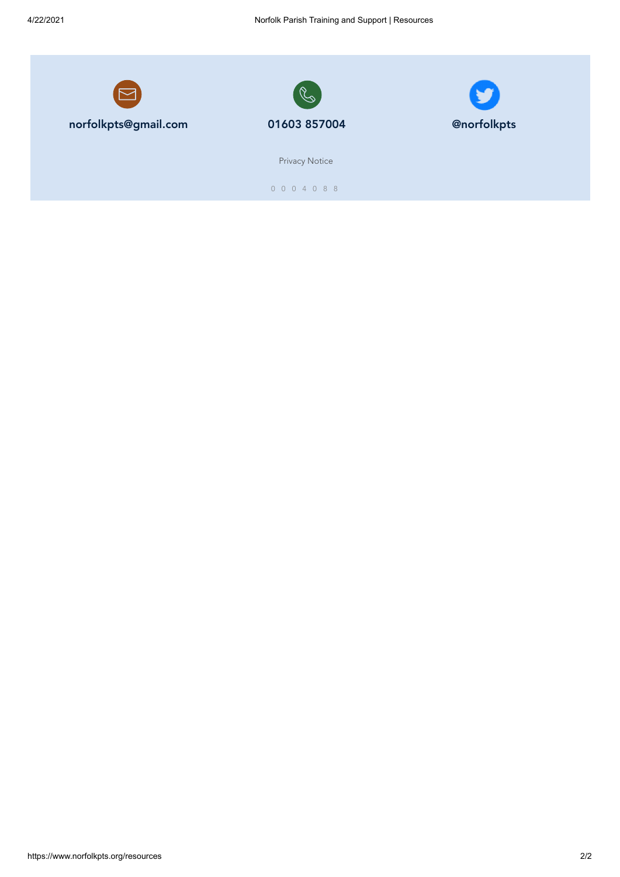norfolkpts@gmail.com

01603 857004

@norfolkpts

Privacy Notice

0 0 0 4 0 8 8